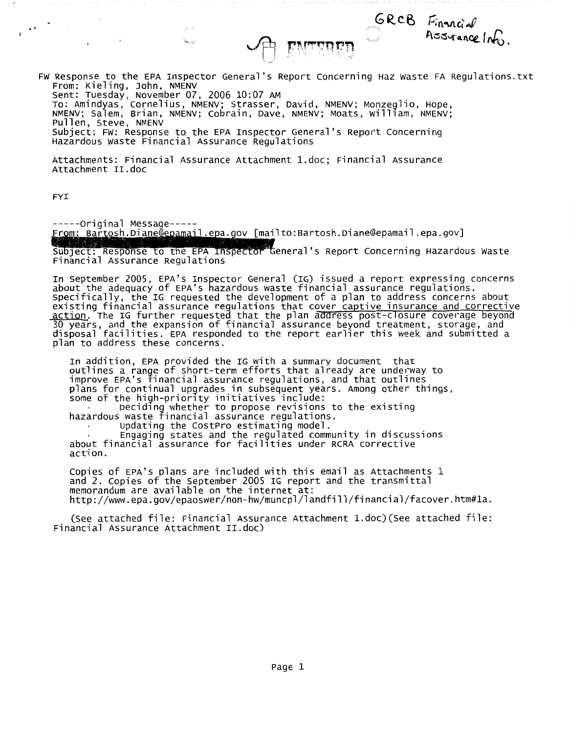GRCB Financial Assurance Info.

ENTERED

FW Response to the EPA Inspector General's Report Concerning Haz Waste FA Regulations.txt
From: Kieling, John, NMENV
Sent: Tuesday, November 07, 2006 10:07 AM
To: Amindyas, Cornelius, NMENV; Strasser, David, NMENV; Monzeglio, Hope, NMENV; Salem, Brian, NMENV; Cobrain, Dave, NMENV; Moats, William, NMENV; Pullen, Steve, NMENV
Subject: FW: Response to the EPA Inspector General's Report Concerning Hazardous Waste Financial Assurance Regulations

Attachments: Financial Assurance Attachment 1.doc; Financial Assurance Attachment II.doc

FYI

-----Original Message-----
From: Bartosh.Diane@epamail.epa.gov [mailto:Bartosh.Diane@epamail.epa.gov]

Subject: Response to the EPA Inspector General's Report Concerning Hazardous Waste Financial Assurance Regulations

In September 2005, EPA's Inspector General (IG) issued a report expressing concerns about the adequacy of EPA's hazardous waste financial assurance regulations. Specifically, the IG requested the development of a plan to address concerns about existing financial assurance regulations that cover captive insurance and corrective action. The IG further requested that the plan address post-closure coverage beyond 30 years, and the expansion of financial assurance beyond treatment, storage, and disposal facilities. EPA responded to the report earlier this week and submitted a plan to address these concerns.

In addition, EPA provided the IG with a summary document that outlines a range of short-term efforts that already are underway to improve EPA's financial assurance regulations, and that outlines plans for continual upgrades in subsequent years. Among other things, some of the high-priority initiatives include:

- Deciding whether to propose revisions to the existing hazardous waste financial assurance regulations.
- Updating the CostPro estimating model.
- Engaging states and the regulated community in discussions about financial assurance for facilities under RCRA corrective action.

Copies of EPA's plans are included with this email as Attachments 1 and 2. Copies of the September 2005 IG report and the transmittal memorandum are available on the internet at:
http://www.epa.gov/epaoswer/non-hw/muncpl/landfill/financial/facover.htm#1a.

(See attached file: Financial Assurance Attachment 1.doc)(See attached file: Financial Assurance Attachment II.doc)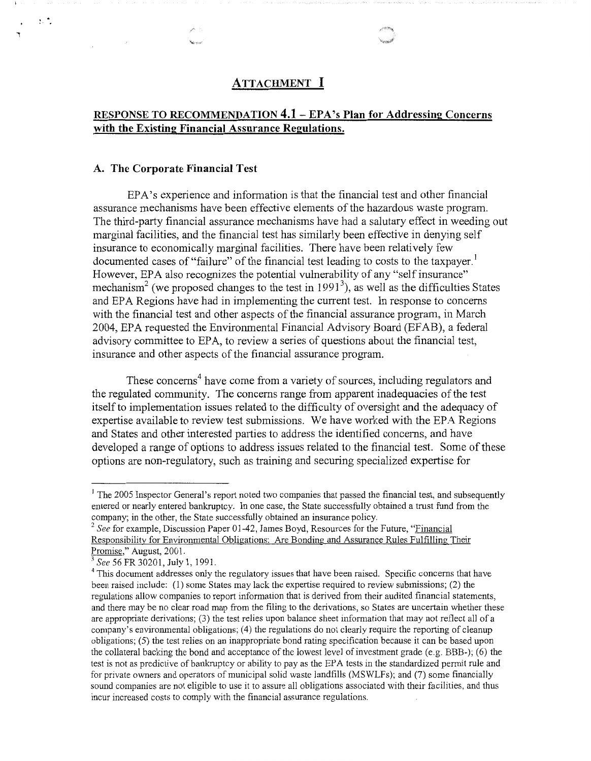## ATTACHMENT I

### RESPONSE TO RECOMMENDATION 4.1 – EPA's Plan for Addressing Concerns with the Existing Financial Assurance Regulations.

#### A. The Corporate Financial Test

EPA's experience and information is that the financial test and other financial assurance mechanisms have been effective elements of the hazardous waste program. The third-party financial assurance mechanisms have had a salutary effect in weeding out marginal facilities, and the financial test has similarly been effective in denying self insurance to economically marginal facilities. There have been relatively few documented cases of "failure" of the financial test leading to costs to the taxpayer.[1] However, EPA also recognizes the potential vulnerability of any "self insurance" mechanism[2] (we proposed changes to the test in 1991[3]), as well as the difficulties States and EPA Regions have had in implementing the current test. In response to concerns with the financial test and other aspects of the financial assurance program, in March 2004, EPA requested the Environmental Financial Advisory Board (EFAB), a federal advisory committee to EPA, to review a series of questions about the financial test, insurance and other aspects of the financial assurance program.

These concerns[4] have come from a variety of sources, including regulators and the regulated community. The concerns range from apparent inadequacies of the test itself to implementation issues related to the difficulty of oversight and the adequacy of expertise available to review test submissions. We have worked with the EPA Regions and States and other interested parties to address the identified concerns, and have developed a range of options to address issues related to the financial test. Some of these options are non-regulatory, such as training and securing specialized expertise for

---

[1] The 2005 Inspector General's report noted two companies that passed the financial test, and subsequently entered or nearly entered bankruptcy. In one case, the State successfully obtained a trust fund from the company; in the other, the State successfully obtained an insurance policy.

[2] *See* for example, Discussion Paper 01-42, James Boyd, Resources for the Future, "Financial Responsibility for Environmental Obligations: Are Bonding and Assurance Rules Fulfilling Their Promise," August, 2001.

[3] *See* 56 FR 30201, July 1, 1991.

[4] This document addresses only the regulatory issues that have been raised. Specific concerns that have been raised include: (1) some States may lack the expertise required to review submissions; (2) the regulations allow companies to report information that is derived from their audited financial statements, and there may be no clear road map from the filing to the derivations, so States are uncertain whether these are appropriate derivations; (3) the test relies upon balance sheet information that may not reflect all of a company's environmental obligations; (4) the regulations do not clearly require the reporting of cleanup obligations; (5) the test relies on an inappropriate bond rating specification because it can be based upon the collateral backing the bond and acceptance of the lowest level of investment grade (e.g. BBB-); (6) the test is not as predictive of bankruptcy or ability to pay as the EPA tests in the standardized permit rule and for private owners and operators of municipal solid waste landfills (MSWLFs); and (7) some financially sound companies are not eligible to use it to assure all obligations associated with their facilities, and thus incur increased costs to comply with the financial assurance regulations.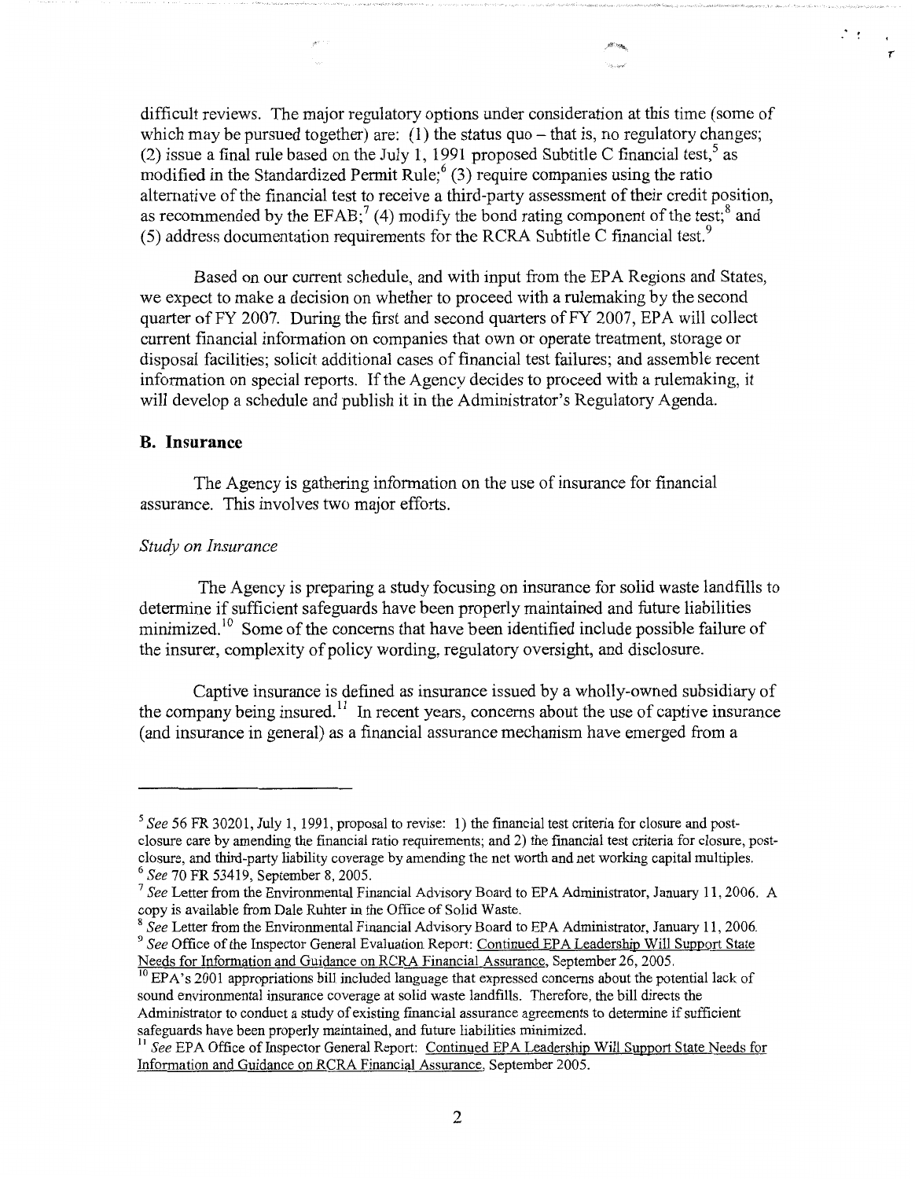difficult reviews. The major regulatory options under consideration at this time (some of which may be pursued together) are: (1) the status quo – that is, no regulatory changes; (2) issue a final rule based on the July 1, 1991 proposed Subtitle C financial test,[5] as modified in the Standardized Permit Rule;[6] (3) require companies using the ratio alternative of the financial test to receive a third-party assessment of their credit position, as recommended by the EFAB;[7] (4) modify the bond rating component of the test;[8] and (5) address documentation requirements for the RCRA Subtitle C financial test.[9]

Based on our current schedule, and with input from the EPA Regions and States, we expect to make a decision on whether to proceed with a rulemaking by the second quarter of FY 2007. During the first and second quarters of FY 2007, EPA will collect current financial information on companies that own or operate treatment, storage or disposal facilities; solicit additional cases of financial test failures; and assemble recent information on special reports. If the Agency decides to proceed with a rulemaking, it will develop a schedule and publish it in the Administrator's Regulatory Agenda.

### B. Insurance

The Agency is gathering information on the use of insurance for financial assurance. This involves two major efforts.

*Study on Insurance*

The Agency is preparing a study focusing on insurance for solid waste landfills to determine if sufficient safeguards have been properly maintained and future liabilities minimized.[10] Some of the concerns that have been identified include possible failure of the insurer, complexity of policy wording, regulatory oversight, and disclosure.

Captive insurance is defined as insurance issued by a wholly-owned subsidiary of the company being insured.[11] In recent years, concerns about the use of captive insurance (and insurance in general) as a financial assurance mechanism have emerged from a

---

[5] *See* 56 FR 30201, July 1, 1991, proposal to revise: 1) the financial test criteria for closure and post-closure care by amending the financial ratio requirements; and 2) the financial test criteria for closure, post-closure, and third-party liability coverage by amending the net worth and net working capital multiples.

[6] *See* 70 FR 53419, September 8, 2005.

[7] *See* Letter from the Environmental Financial Advisory Board to EPA Administrator, January 11, 2006. A copy is available from Dale Ruhter in the Office of Solid Waste.

[8] *See* Letter from the Environmental Financial Advisory Board to EPA Administrator, January 11, 2006.

[9] *See* Office of the Inspector General Evaluation Report: Continued EPA Leadership Will Support State Needs for Information and Guidance on RCRA Financial Assurance, September 26, 2005.

[10] EPA's 2001 appropriations bill included language that expressed concerns about the potential lack of sound environmental insurance coverage at solid waste landfills. Therefore, the bill directs the Administrator to conduct a study of existing financial assurance agreements to determine if sufficient safeguards have been properly maintained, and future liabilities minimized.

[11] *See* EPA Office of Inspector General Report: Continued EPA Leadership Will Support State Needs for Information and Guidance on RCRA Financial Assurance, September 2005.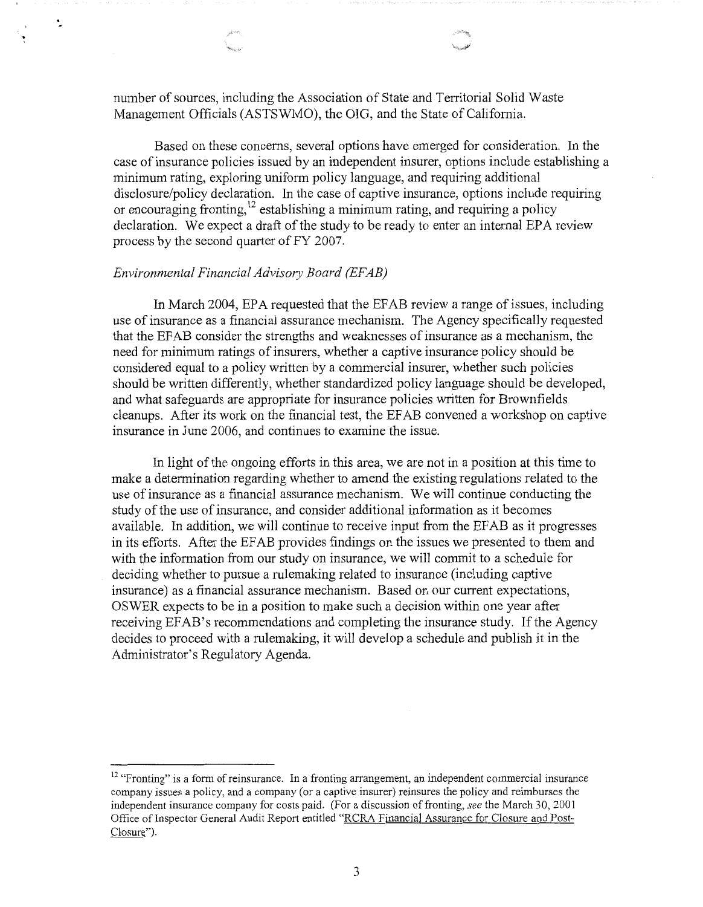number of sources, including the Association of State and Territorial Solid Waste Management Officials (ASTSWMO), the OIG, and the State of California.

Based on these concerns, several options have emerged for consideration. In the case of insurance policies issued by an independent insurer, options include establishing a minimum rating, exploring uniform policy language, and requiring additional disclosure/policy declaration. In the case of captive insurance, options include requiring or encouraging fronting,[12] establishing a minimum rating, and requiring a policy declaration. We expect a draft of the study to be ready to enter an internal EPA review process by the second quarter of FY 2007.

*Environmental Financial Advisory Board (EFAB)*

In March 2004, EPA requested that the EFAB review a range of issues, including use of insurance as a financial assurance mechanism. The Agency specifically requested that the EFAB consider the strengths and weaknesses of insurance as a mechanism, the need for minimum ratings of insurers, whether a captive insurance policy should be considered equal to a policy written by a commercial insurer, whether such policies should be written differently, whether standardized policy language should be developed, and what safeguards are appropriate for insurance policies written for Brownfields cleanups. After its work on the financial test, the EFAB convened a workshop on captive insurance in June 2006, and continues to examine the issue.

In light of the ongoing efforts in this area, we are not in a position at this time to make a determination regarding whether to amend the existing regulations related to the use of insurance as a financial assurance mechanism. We will continue conducting the study of the use of insurance, and consider additional information as it becomes available. In addition, we will continue to receive input from the EFAB as it progresses in its efforts. After the EFAB provides findings on the issues we presented to them and with the information from our study on insurance, we will commit to a schedule for deciding whether to pursue a rulemaking related to insurance (including captive insurance) as a financial assurance mechanism. Based on our current expectations, OSWER expects to be in a position to make such a decision within one year after receiving EFAB's recommendations and completing the insurance study. If the Agency decides to proceed with a rulemaking, it will develop a schedule and publish it in the Administrator's Regulatory Agenda.

---

[12] "Fronting" is a form of reinsurance. In a fronting arrangement, an independent commercial insurance company issues a policy, and a company (or a captive insurer) reinsures the policy and reimburses the independent insurance company for costs paid. (For a discussion of fronting, *see* the March 30, 2001 Office of Inspector General Audit Report entitled "RCRA Financial Assurance for Closure and Post-Closure").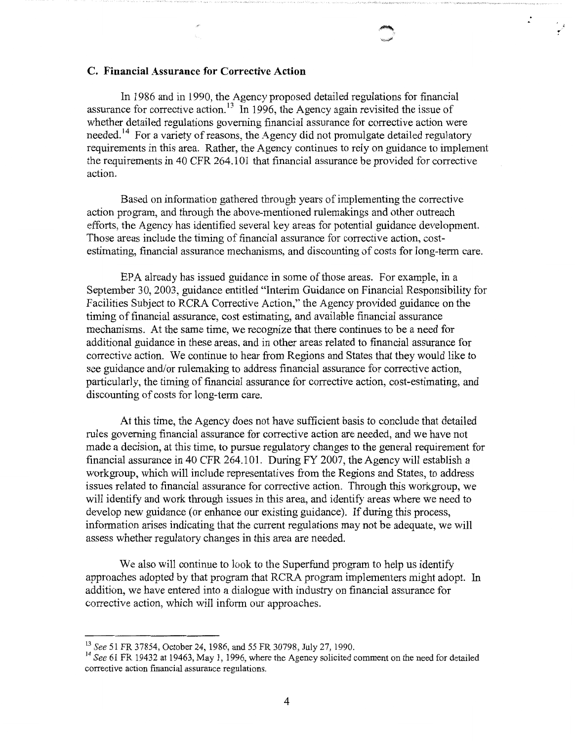### C. Financial Assurance for Corrective Action

In 1986 and in 1990, the Agency proposed detailed regulations for financial assurance for corrective action.[13] In 1996, the Agency again revisited the issue of whether detailed regulations governing financial assurance for corrective action were needed.[14] For a variety of reasons, the Agency did not promulgate detailed regulatory requirements in this area. Rather, the Agency continues to rely on guidance to implement the requirements in 40 CFR 264.101 that financial assurance be provided for corrective action.

Based on information gathered through years of implementing the corrective action program, and through the above-mentioned rulemakings and other outreach efforts, the Agency has identified several key areas for potential guidance development. Those areas include the timing of financial assurance for corrective action, cost-estimating, financial assurance mechanisms, and discounting of costs for long-term care.

EPA already has issued guidance in some of those areas. For example, in a September 30, 2003, guidance entitled "Interim Guidance on Financial Responsibility for Facilities Subject to RCRA Corrective Action," the Agency provided guidance on the timing of financial assurance, cost estimating, and available financial assurance mechanisms. At the same time, we recognize that there continues to be a need for additional guidance in these areas, and in other areas related to financial assurance for corrective action. We continue to hear from Regions and States that they would like to see guidance and/or rulemaking to address financial assurance for corrective action, particularly, the timing of financial assurance for corrective action, cost-estimating, and discounting of costs for long-term care.

At this time, the Agency does not have sufficient basis to conclude that detailed rules governing financial assurance for corrective action are needed, and we have not made a decision, at this time, to pursue regulatory changes to the general requirement for financial assurance in 40 CFR 264.101. During FY 2007, the Agency will establish a workgroup, which will include representatives from the Regions and States, to address issues related to financial assurance for corrective action. Through this workgroup, we will identify and work through issues in this area, and identify areas where we need to develop new guidance (or enhance our existing guidance). If during this process, information arises indicating that the current regulations may not be adequate, we will assess whether regulatory changes in this area are needed.

We also will continue to look to the Superfund program to help us identify approaches adopted by that program that RCRA program implementers might adopt. In addition, we have entered into a dialogue with industry on financial assurance for corrective action, which will inform our approaches.

---

[13] *See* 51 FR 37854, October 24, 1986, and 55 FR 30798, July 27, 1990.

[14] *See* 61 FR 19432 at 19463, May 1, 1996, where the Agency solicited comment on the need for detailed corrective action financial assurance regulations.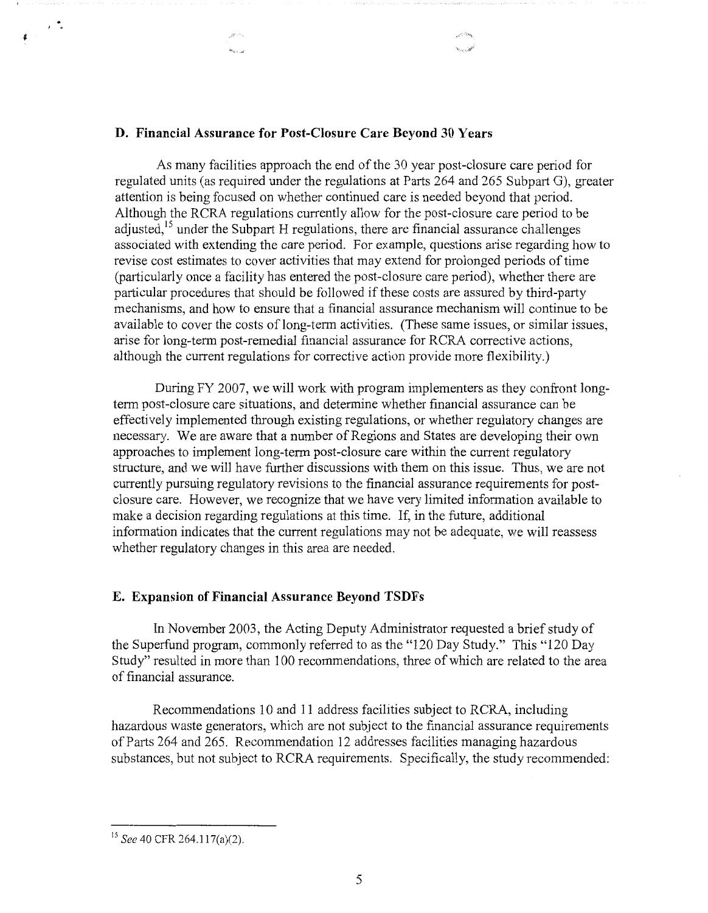### D. Financial Assurance for Post-Closure Care Beyond 30 Years

As many facilities approach the end of the 30 year post-closure care period for regulated units (as required under the regulations at Parts 264 and 265 Subpart G), greater attention is being focused on whether continued care is needed beyond that period. Although the RCRA regulations currently allow for the post-closure care period to be adjusted,[15] under the Subpart H regulations, there are financial assurance challenges associated with extending the care period. For example, questions arise regarding how to revise cost estimates to cover activities that may extend for prolonged periods of time (particularly once a facility has entered the post-closure care period), whether there are particular procedures that should be followed if these costs are assured by third-party mechanisms, and how to ensure that a financial assurance mechanism will continue to be available to cover the costs of long-term activities. (These same issues, or similar issues, arise for long-term post-remedial financial assurance for RCRA corrective actions, although the current regulations for corrective action provide more flexibility.)

During FY 2007, we will work with program implementers as they confront long-term post-closure care situations, and determine whether financial assurance can be effectively implemented through existing regulations, or whether regulatory changes are necessary. We are aware that a number of Regions and States are developing their own approaches to implement long-term post-closure care within the current regulatory structure, and we will have further discussions with them on this issue. Thus, we are not currently pursuing regulatory revisions to the financial assurance requirements for post-closure care. However, we recognize that we have very limited information available to make a decision regarding regulations at this time. If, in the future, additional information indicates that the current regulations may not be adequate, we will reassess whether regulatory changes in this area are needed.

### E. Expansion of Financial Assurance Beyond TSDFs

In November 2003, the Acting Deputy Administrator requested a brief study of the Superfund program, commonly referred to as the "120 Day Study." This "120 Day Study" resulted in more than 100 recommendations, three of which are related to the area of financial assurance.

Recommendations 10 and 11 address facilities subject to RCRA, including hazardous waste generators, which are not subject to the financial assurance requirements of Parts 264 and 265. Recommendation 12 addresses facilities managing hazardous substances, but not subject to RCRA requirements. Specifically, the study recommended:

---

[15] *See* 40 CFR 264.117(a)(2).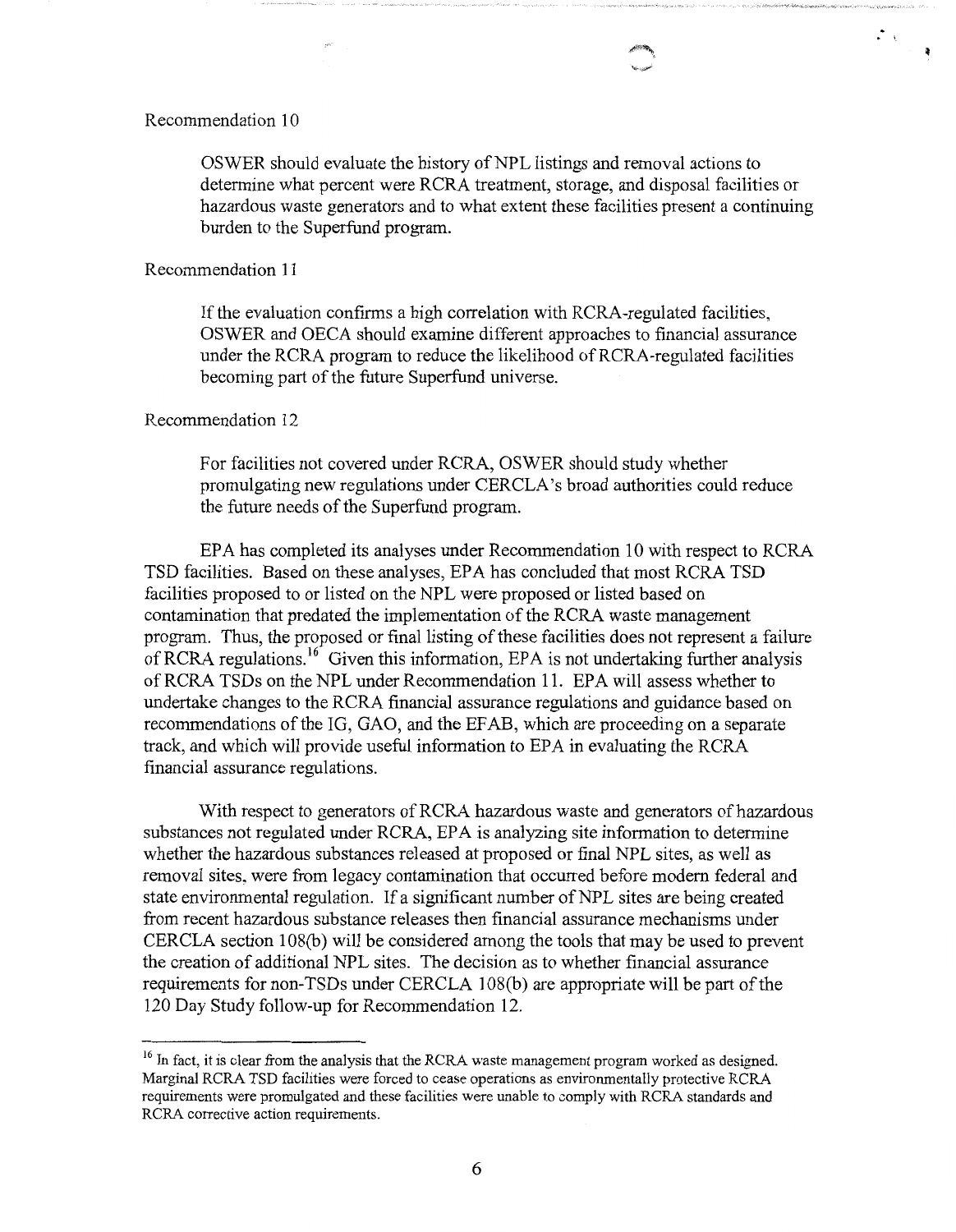Recommendation 10

> OSWER should evaluate the history of NPL listings and removal actions to determine what percent were RCRA treatment, storage, and disposal facilities or hazardous waste generators and to what extent these facilities present a continuing burden to the Superfund program.

Recommendation 11

> If the evaluation confirms a high correlation with RCRA-regulated facilities, OSWER and OECA should examine different approaches to financial assurance under the RCRA program to reduce the likelihood of RCRA-regulated facilities becoming part of the future Superfund universe.

Recommendation 12

> For facilities not covered under RCRA, OSWER should study whether promulgating new regulations under CERCLA's broad authorities could reduce the future needs of the Superfund program.

EPA has completed its analyses under Recommendation 10 with respect to RCRA TSD facilities. Based on these analyses, EPA has concluded that most RCRA TSD facilities proposed to or listed on the NPL were proposed or listed based on contamination that predated the implementation of the RCRA waste management program. Thus, the proposed or final listing of these facilities does not represent a failure of RCRA regulations.[16] Given this information, EPA is not undertaking further analysis of RCRA TSDs on the NPL under Recommendation 11. EPA will assess whether to undertake changes to the RCRA financial assurance regulations and guidance based on recommendations of the IG, GAO, and the EFAB, which are proceeding on a separate track, and which will provide useful information to EPA in evaluating the RCRA financial assurance regulations.

With respect to generators of RCRA hazardous waste and generators of hazardous substances not regulated under RCRA, EPA is analyzing site information to determine whether the hazardous substances released at proposed or final NPL sites, as well as removal sites, were from legacy contamination that occurred before modern federal and state environmental regulation. If a significant number of NPL sites are being created from recent hazardous substance releases then financial assurance mechanisms under CERCLA section 108(b) will be considered among the tools that may be used to prevent the creation of additional NPL sites. The decision as to whether financial assurance requirements for non-TSDs under CERCLA 108(b) are appropriate will be part of the 120 Day Study follow-up for Recommendation 12.

---

[16] In fact, it is clear from the analysis that the RCRA waste management program worked as designed. Marginal RCRA TSD facilities were forced to cease operations as environmentally protective RCRA requirements were promulgated and these facilities were unable to comply with RCRA standards and RCRA corrective action requirements.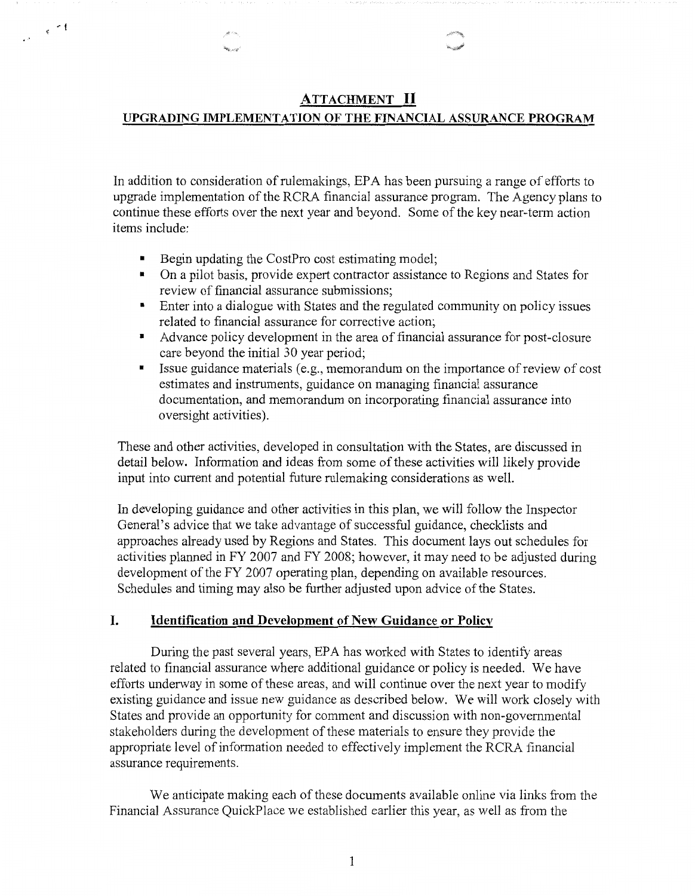## ATTACHMENT II

## UPGRADING IMPLEMENTATION OF THE FINANCIAL ASSURANCE PROGRAM

In addition to consideration of rulemakings, EPA has been pursuing a range of efforts to upgrade implementation of the RCRA financial assurance program. The Agency plans to continue these efforts over the next year and beyond. Some of the key near-term action items include:

- Begin updating the CostPro cost estimating model;
- On a pilot basis, provide expert contractor assistance to Regions and States for review of financial assurance submissions;
- Enter into a dialogue with States and the regulated community on policy issues related to financial assurance for corrective action;
- Advance policy development in the area of financial assurance for post-closure care beyond the initial 30 year period;
- Issue guidance materials (e.g., memorandum on the importance of review of cost estimates and instruments, guidance on managing financial assurance documentation, and memorandum on incorporating financial assurance into oversight activities).

These and other activities, developed in consultation with the States, are discussed in detail below. Information and ideas from some of these activities will likely provide input into current and potential future rulemaking considerations as well.

In developing guidance and other activities in this plan, we will follow the Inspector General's advice that we take advantage of successful guidance, checklists and approaches already used by Regions and States. This document lays out schedules for activities planned in FY 2007 and FY 2008; however, it may need to be adjusted during development of the FY 2007 operating plan, depending on available resources. Schedules and timing may also be further adjusted upon advice of the States.

### I. Identification and Development of New Guidance or Policy

During the past several years, EPA has worked with States to identify areas related to financial assurance where additional guidance or policy is needed. We have efforts underway in some of these areas, and will continue over the next year to modify existing guidance and issue new guidance as described below. We will work closely with States and provide an opportunity for comment and discussion with non-governmental stakeholders during the development of these materials to ensure they provide the appropriate level of information needed to effectively implement the RCRA financial assurance requirements.

We anticipate making each of these documents available online via links from the Financial Assurance QuickPlace we established earlier this year, as well as from the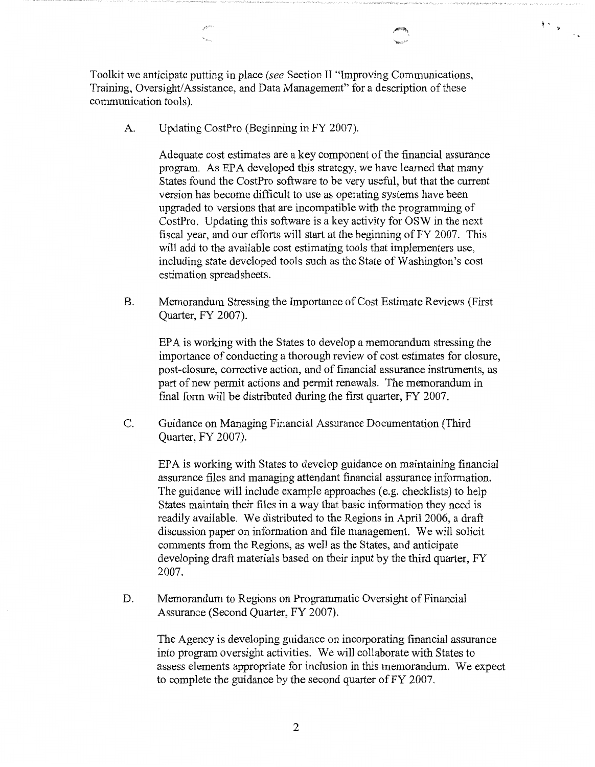Toolkit we anticipate putting in place (*see* Section II "Improving Communications, Training, Oversight/Assistance, and Data Management" for a description of these communication tools).

A. Updating CostPro (Beginning in FY 2007).

Adequate cost estimates are a key component of the financial assurance program. As EPA developed this strategy, we have learned that many States found the CostPro software to be very useful, but that the current version has become difficult to use as operating systems have been upgraded to versions that are incompatible with the programming of CostPro. Updating this software is a key activity for OSW in the next fiscal year, and our efforts will start at the beginning of FY 2007. This will add to the available cost estimating tools that implementers use, including state developed tools such as the State of Washington's cost estimation spreadsheets.

B. Memorandum Stressing the Importance of Cost Estimate Reviews (First Quarter, FY 2007).

EPA is working with the States to develop a memorandum stressing the importance of conducting a thorough review of cost estimates for closure, post-closure, corrective action, and of financial assurance instruments, as part of new permit actions and permit renewals. The memorandum in final form will be distributed during the first quarter, FY 2007.

C. Guidance on Managing Financial Assurance Documentation (Third Quarter, FY 2007).

EPA is working with States to develop guidance on maintaining financial assurance files and managing attendant financial assurance information. The guidance will include example approaches (e.g. checklists) to help States maintain their files in a way that basic information they need is readily available. We distributed to the Regions in April 2006, a draft discussion paper on information and file management. We will solicit comments from the Regions, as well as the States, and anticipate developing draft materials based on their input by the third quarter, FY 2007.

D. Memorandum to Regions on Programmatic Oversight of Financial Assurance (Second Quarter, FY 2007).

The Agency is developing guidance on incorporating financial assurance into program oversight activities. We will collaborate with States to assess elements appropriate for inclusion in this memorandum. We expect to complete the guidance by the second quarter of FY 2007.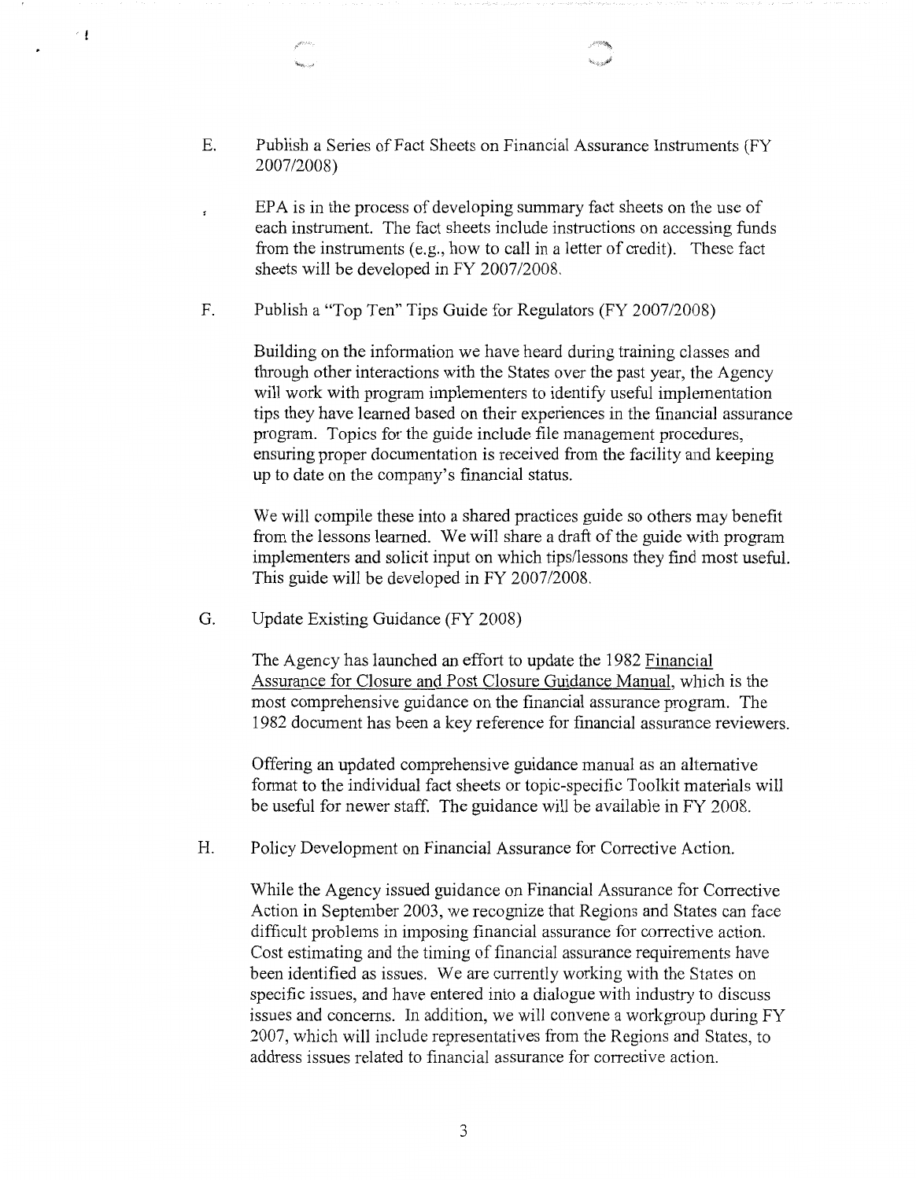E. Publish a Series of Fact Sheets on Financial Assurance Instruments (FY 2007/2008)

EPA is in the process of developing summary fact sheets on the use of each instrument. The fact sheets include instructions on accessing funds from the instruments (e.g., how to call in a letter of credit). These fact sheets will be developed in FY 2007/2008.

F. Publish a "Top Ten" Tips Guide for Regulators (FY 2007/2008)

Building on the information we have heard during training classes and through other interactions with the States over the past year, the Agency will work with program implementers to identify useful implementation tips they have learned based on their experiences in the financial assurance program. Topics for the guide include file management procedures, ensuring proper documentation is received from the facility and keeping up to date on the company's financial status.

We will compile these into a shared practices guide so others may benefit from the lessons learned. We will share a draft of the guide with program implementers and solicit input on which tips/lessons they find most useful. This guide will be developed in FY 2007/2008.

G. Update Existing Guidance (FY 2008)

The Agency has launched an effort to update the 1982 Financial Assurance for Closure and Post Closure Guidance Manual, which is the most comprehensive guidance on the financial assurance program. The 1982 document has been a key reference for financial assurance reviewers.

Offering an updated comprehensive guidance manual as an alternative format to the individual fact sheets or topic-specific Toolkit materials will be useful for newer staff. The guidance will be available in FY 2008.

H. Policy Development on Financial Assurance for Corrective Action.

While the Agency issued guidance on Financial Assurance for Corrective Action in September 2003, we recognize that Regions and States can face difficult problems in imposing financial assurance for corrective action. Cost estimating and the timing of financial assurance requirements have been identified as issues. We are currently working with the States on specific issues, and have entered into a dialogue with industry to discuss issues and concerns. In addition, we will convene a workgroup during FY 2007, which will include representatives from the Regions and States, to address issues related to financial assurance for corrective action.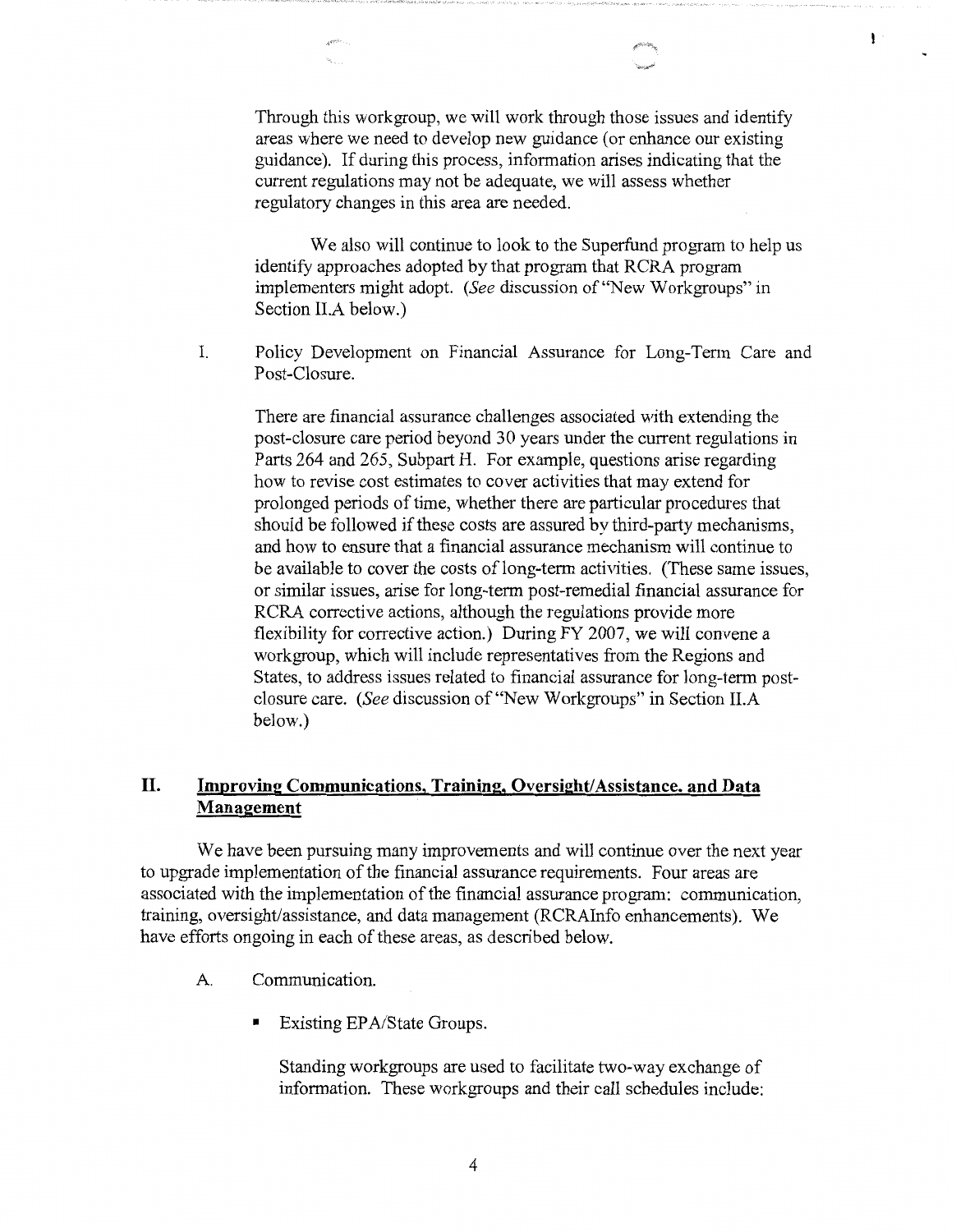Through this workgroup, we will work through those issues and identify areas where we need to develop new guidance (or enhance our existing guidance). If during this process, information arises indicating that the current regulations may not be adequate, we will assess whether regulatory changes in this area are needed.

We also will continue to look to the Superfund program to help us identify approaches adopted by that program that RCRA program implementers might adopt. (*See* discussion of "New Workgroups" in Section II.A below.)

I. Policy Development on Financial Assurance for Long-Term Care and Post-Closure.

There are financial assurance challenges associated with extending the post-closure care period beyond 30 years under the current regulations in Parts 264 and 265, Subpart H. For example, questions arise regarding how to revise cost estimates to cover activities that may extend for prolonged periods of time, whether there are particular procedures that should be followed if these costs are assured by third-party mechanisms, and how to ensure that a financial assurance mechanism will continue to be available to cover the costs of long-term activities. (These same issues, or similar issues, arise for long-term post-remedial financial assurance for RCRA corrective actions, although the regulations provide more flexibility for corrective action.) During FY 2007, we will convene a workgroup, which will include representatives from the Regions and States, to address issues related to financial assurance for long-term post-closure care. (*See* discussion of "New Workgroups" in Section II.A below.)

## II. Improving Communications, Training, Oversight/Assistance, and Data Management

We have been pursuing many improvements and will continue over the next year to upgrade implementation of the financial assurance requirements. Four areas are associated with the implementation of the financial assurance program: communication, training, oversight/assistance, and data management (RCRAInfo enhancements). We have efforts ongoing in each of these areas, as described below.

A. Communication.

- Existing EPA/State Groups.

  Standing workgroups are used to facilitate two-way exchange of information. These workgroups and their call schedules include: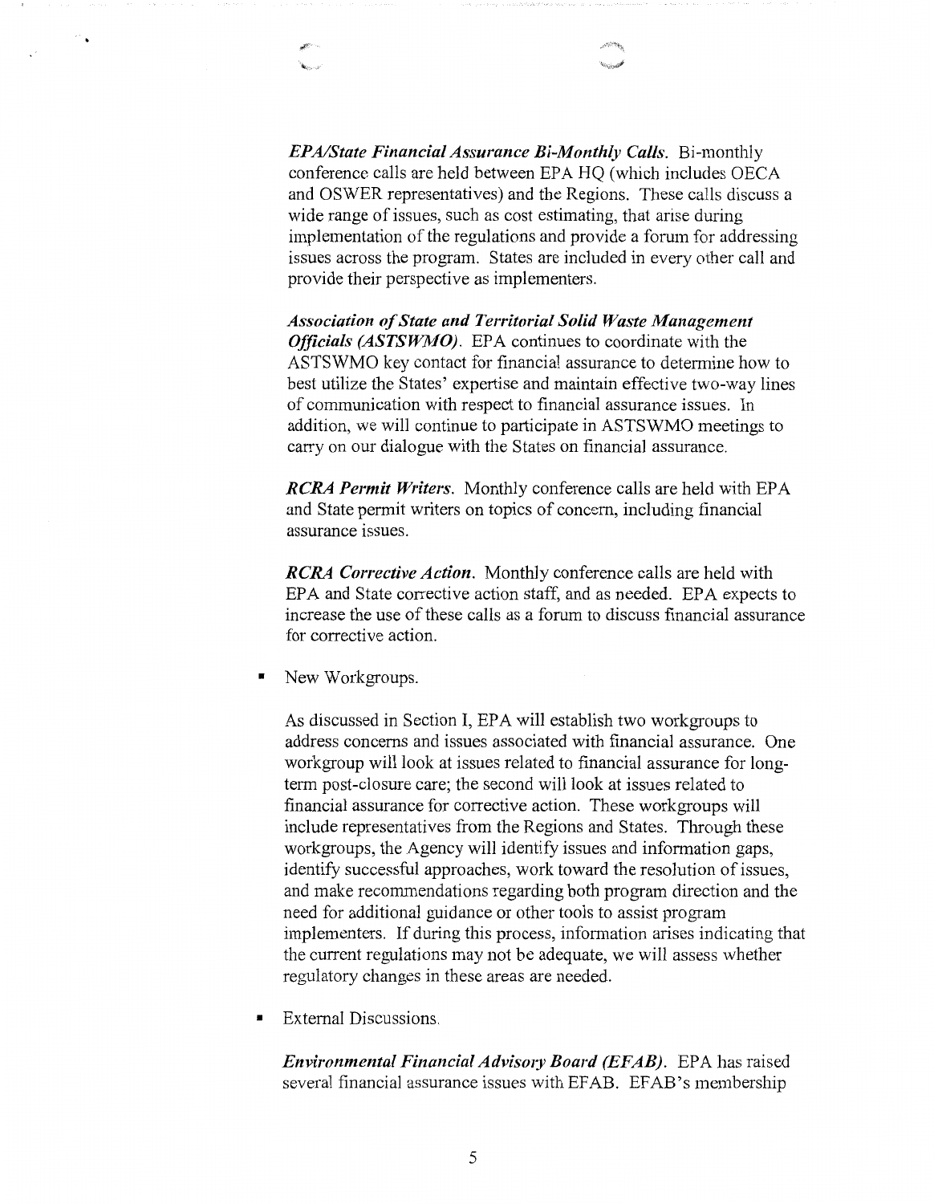***EPA/State Financial Assurance Bi-Monthly Calls.*** Bi-monthly conference calls are held between EPA HQ (which includes OECA and OSWER representatives) and the Regions. These calls discuss a wide range of issues, such as cost estimating, that arise during implementation of the regulations and provide a forum for addressing issues across the program. States are included in every other call and provide their perspective as implementers.

***Association of State and Territorial Solid Waste Management Officials (ASTSWMO).*** EPA continues to coordinate with the ASTSWMO key contact for financial assurance to determine how to best utilize the States' expertise and maintain effective two-way lines of communication with respect to financial assurance issues. In addition, we will continue to participate in ASTSWMO meetings to carry on our dialogue with the States on financial assurance.

***RCRA Permit Writers.*** Monthly conference calls are held with EPA and State permit writers on topics of concern, including financial assurance issues.

***RCRA Corrective Action.*** Monthly conference calls are held with EPA and State corrective action staff, and as needed. EPA expects to increase the use of these calls as a forum to discuss financial assurance for corrective action.

- New Workgroups.

  As discussed in Section I, EPA will establish two workgroups to address concerns and issues associated with financial assurance. One workgroup will look at issues related to financial assurance for long-term post-closure care; the second will look at issues related to financial assurance for corrective action. These workgroups will include representatives from the Regions and States. Through these workgroups, the Agency will identify issues and information gaps, identify successful approaches, work toward the resolution of issues, and make recommendations regarding both program direction and the need for additional guidance or other tools to assist program implementers. If during this process, information arises indicating that the current regulations may not be adequate, we will assess whether regulatory changes in these areas are needed.

- External Discussions.

  ***Environmental Financial Advisory Board (EFAB).*** EPA has raised several financial assurance issues with EFAB. EFAB's membership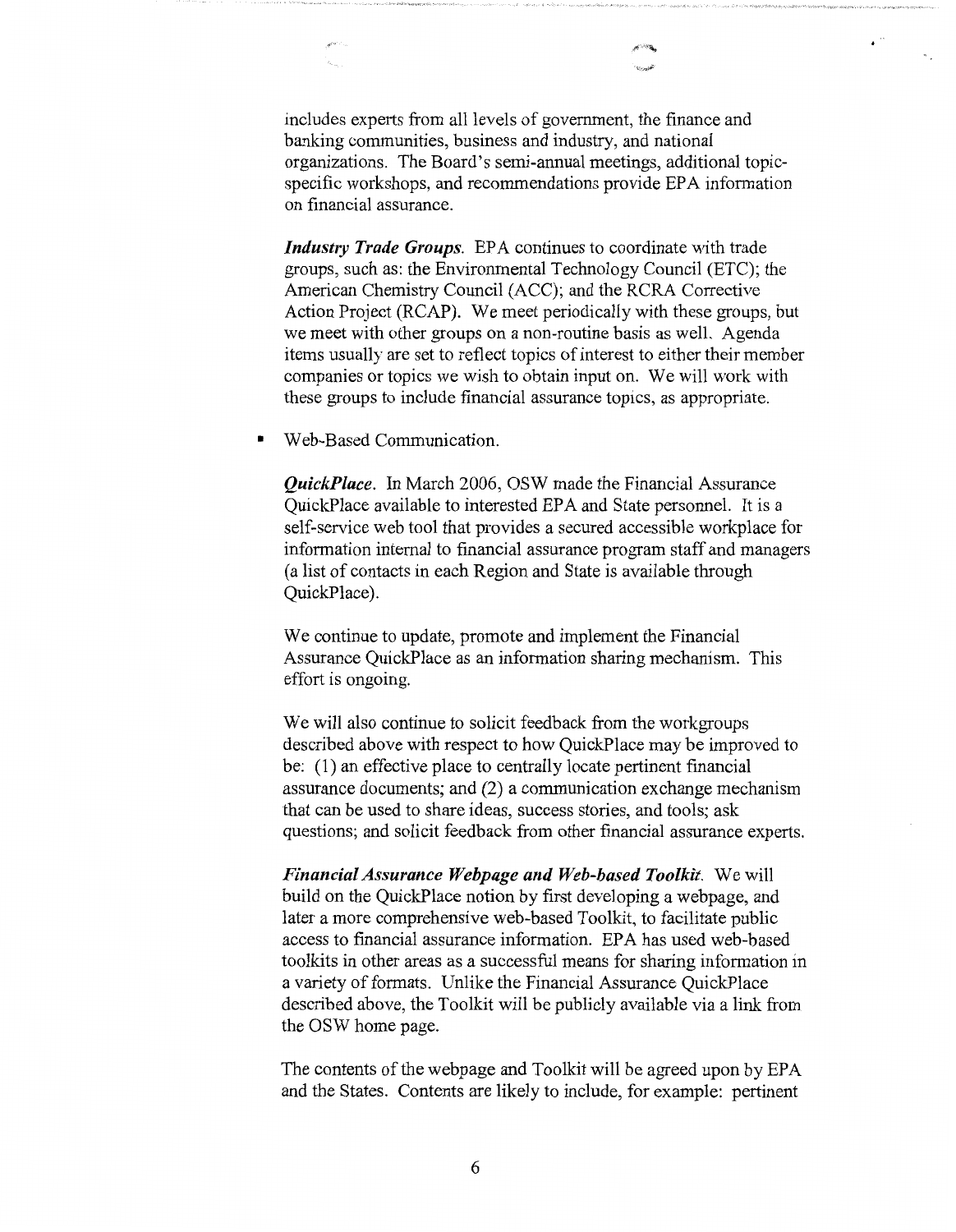includes experts from all levels of government, the finance and banking communities, business and industry, and national organizations. The Board's semi-annual meetings, additional topic-specific workshops, and recommendations provide EPA information on financial assurance.

***Industry Trade Groups***. EPA continues to coordinate with trade groups, such as: the Environmental Technology Council (ETC); the American Chemistry Council (ACC); and the RCRA Corrective Action Project (RCAP). We meet periodically with these groups, but we meet with other groups on a non-routine basis as well. Agenda items usually are set to reflect topics of interest to either their member companies or topics we wish to obtain input on. We will work with these groups to include financial assurance topics, as appropriate.

- Web-Based Communication.

***QuickPlace***. In March 2006, OSW made the Financial Assurance QuickPlace available to interested EPA and State personnel. It is a self-service web tool that provides a secured accessible workplace for information internal to financial assurance program staff and managers (a list of contacts in each Region and State is available through QuickPlace).

We continue to update, promote and implement the Financial Assurance QuickPlace as an information sharing mechanism. This effort is ongoing.

We will also continue to solicit feedback from the workgroups described above with respect to how QuickPlace may be improved to be: (1) an effective place to centrally locate pertinent financial assurance documents; and (2) a communication exchange mechanism that can be used to share ideas, success stories, and tools; ask questions; and solicit feedback from other financial assurance experts.

***Financial Assurance Webpage and Web-based Toolkit***. We will build on the QuickPlace notion by first developing a webpage, and later a more comprehensive web-based Toolkit, to facilitate public access to financial assurance information. EPA has used web-based toolkits in other areas as a successful means for sharing information in a variety of formats. Unlike the Financial Assurance QuickPlace described above, the Toolkit will be publicly available via a link from the OSW home page.

The contents of the webpage and Toolkit will be agreed upon by EPA and the States. Contents are likely to include, for example: pertinent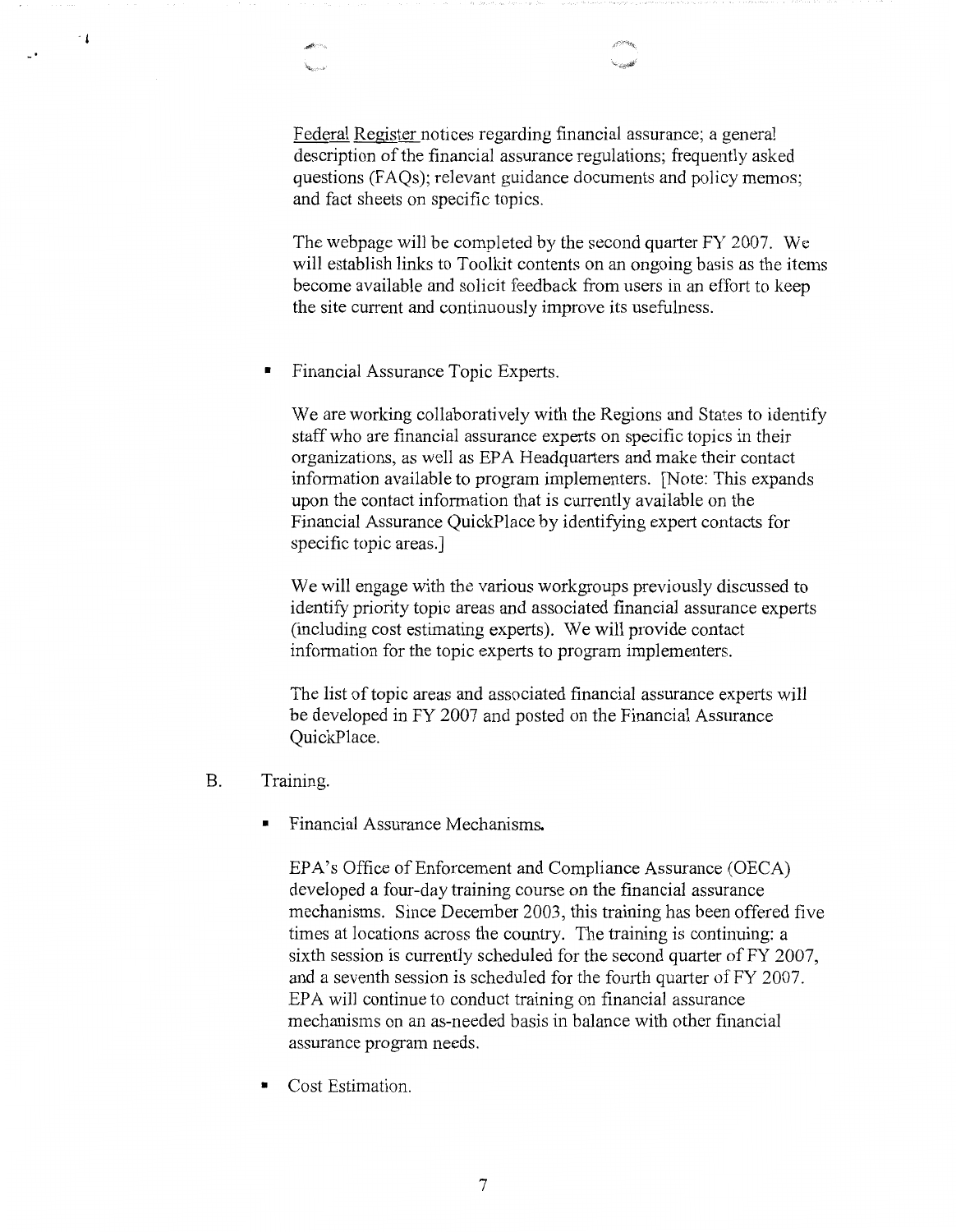Federal Register notices regarding financial assurance; a general description of the financial assurance regulations; frequently asked questions (FAQs); relevant guidance documents and policy memos; and fact sheets on specific topics.

The webpage will be completed by the second quarter FY 2007. We will establish links to Toolkit contents on an ongoing basis as the items become available and solicit feedback from users in an effort to keep the site current and continuously improve its usefulness.

- Financial Assurance Topic Experts.

  We are working collaboratively with the Regions and States to identify staff who are financial assurance experts on specific topics in their organizations, as well as EPA Headquarters and make their contact information available to program implementers. [Note: This expands upon the contact information that is currently available on the Financial Assurance QuickPlace by identifying expert contacts for specific topic areas.]

  We will engage with the various workgroups previously discussed to identify priority topic areas and associated financial assurance experts (including cost estimating experts). We will provide contact information for the topic experts to program implementers.

  The list of topic areas and associated financial assurance experts will be developed in FY 2007 and posted on the Financial Assurance QuickPlace.

B. Training.

- Financial Assurance Mechanisms.

  EPA's Office of Enforcement and Compliance Assurance (OECA) developed a four-day training course on the financial assurance mechanisms. Since December 2003, this training has been offered five times at locations across the country. The training is continuing: a sixth session is currently scheduled for the second quarter of FY 2007, and a seventh session is scheduled for the fourth quarter of FY 2007. EPA will continue to conduct training on financial assurance mechanisms on an as-needed basis in balance with other financial assurance program needs.

- Cost Estimation.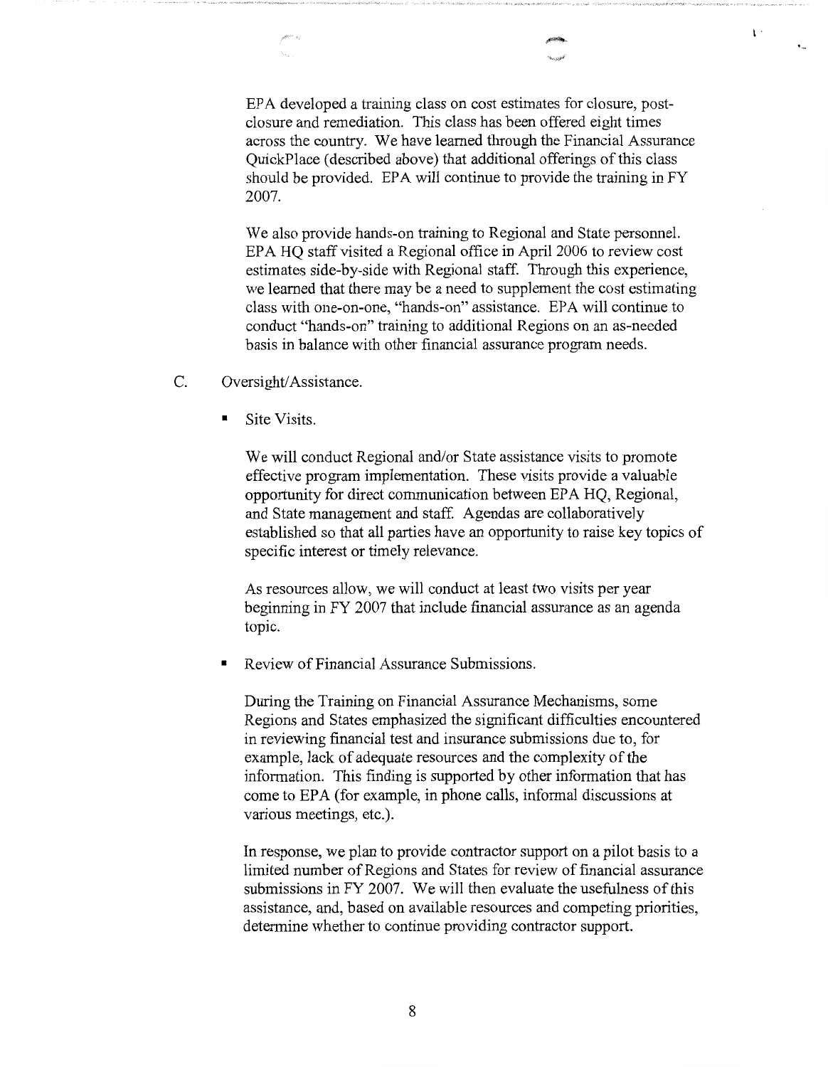EPA developed a training class on cost estimates for closure, post-closure and remediation. This class has been offered eight times across the country. We have learned through the Financial Assurance QuickPlace (described above) that additional offerings of this class should be provided. EPA will continue to provide the training in FY 2007.

We also provide hands-on training to Regional and State personnel. EPA HQ staff visited a Regional office in April 2006 to review cost estimates side-by-side with Regional staff. Through this experience, we learned that there may be a need to supplement the cost estimating class with one-on-one, "hands-on" assistance. EPA will continue to conduct "hands-on" training to additional Regions on an as-needed basis in balance with other financial assurance program needs.

C. Oversight/Assistance.

- Site Visits.

  We will conduct Regional and/or State assistance visits to promote effective program implementation. These visits provide a valuable opportunity for direct communication between EPA HQ, Regional, and State management and staff. Agendas are collaboratively established so that all parties have an opportunity to raise key topics of specific interest or timely relevance.

  As resources allow, we will conduct at least two visits per year beginning in FY 2007 that include financial assurance as an agenda topic.

- Review of Financial Assurance Submissions.

  During the Training on Financial Assurance Mechanisms, some Regions and States emphasized the significant difficulties encountered in reviewing financial test and insurance submissions due to, for example, lack of adequate resources and the complexity of the information. This finding is supported by other information that has come to EPA (for example, in phone calls, informal discussions at various meetings, etc.).

  In response, we plan to provide contractor support on a pilot basis to a limited number of Regions and States for review of financial assurance submissions in FY 2007. We will then evaluate the usefulness of this assistance, and, based on available resources and competing priorities, determine whether to continue providing contractor support.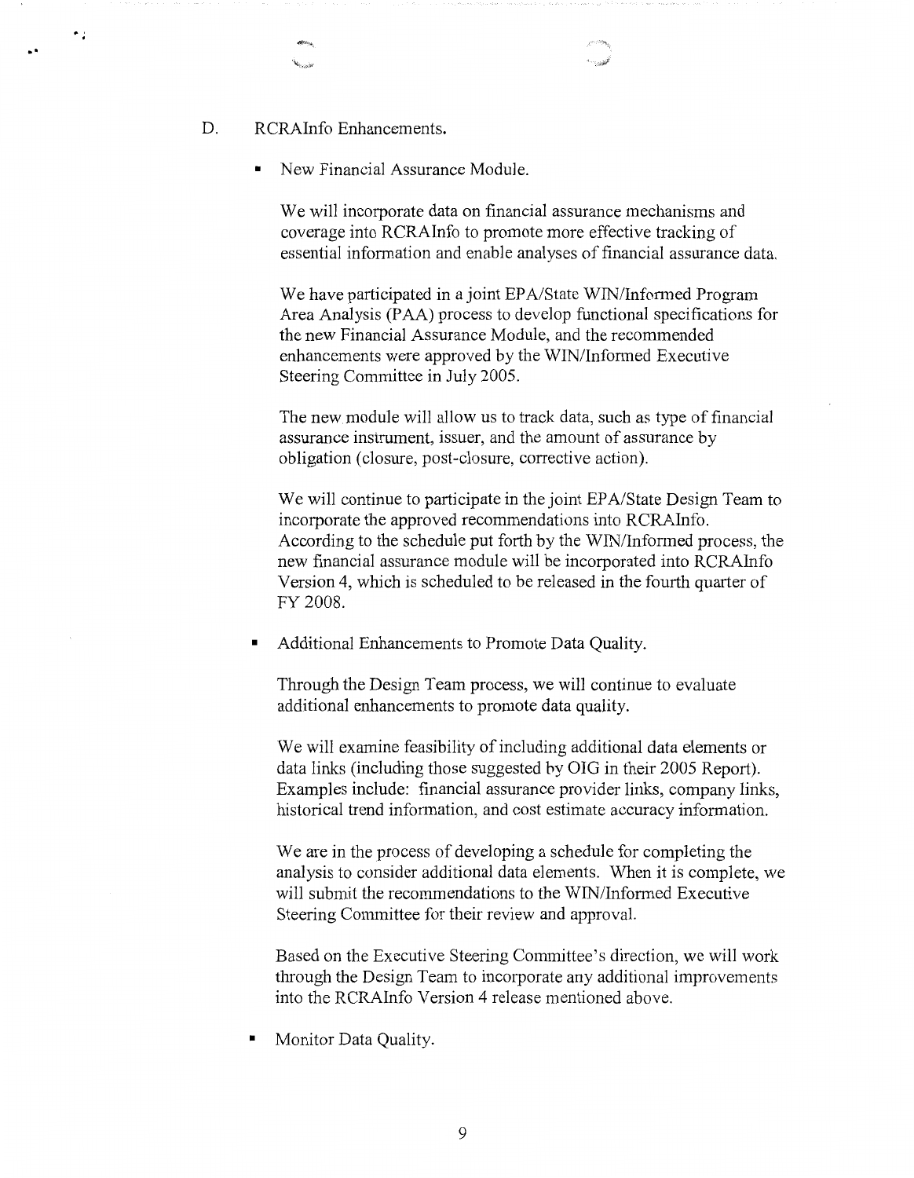D. RCRAInfo Enhancements.

- New Financial Assurance Module.

  We will incorporate data on financial assurance mechanisms and coverage into RCRAInfo to promote more effective tracking of essential information and enable analyses of financial assurance data.

  We have participated in a joint EPA/State WIN/Informed Program Area Analysis (PAA) process to develop functional specifications for the new Financial Assurance Module, and the recommended enhancements were approved by the WIN/Informed Executive Steering Committee in July 2005.

  The new module will allow us to track data, such as type of financial assurance instrument, issuer, and the amount of assurance by obligation (closure, post-closure, corrective action).

  We will continue to participate in the joint EPA/State Design Team to incorporate the approved recommendations into RCRAInfo. According to the schedule put forth by the WIN/Informed process, the new financial assurance module will be incorporated into RCRAInfo Version 4, which is scheduled to be released in the fourth quarter of FY 2008.

- Additional Enhancements to Promote Data Quality.

  Through the Design Team process, we will continue to evaluate additional enhancements to promote data quality.

  We will examine feasibility of including additional data elements or data links (including those suggested by OIG in their 2005 Report). Examples include: financial assurance provider links, company links, historical trend information, and cost estimate accuracy information.

  We are in the process of developing a schedule for completing the analysis to consider additional data elements. When it is complete, we will submit the recommendations to the WIN/Informed Executive Steering Committee for their review and approval.

  Based on the Executive Steering Committee's direction, we will work through the Design Team to incorporate any additional improvements into the RCRAInfo Version 4 release mentioned above.

- Monitor Data Quality.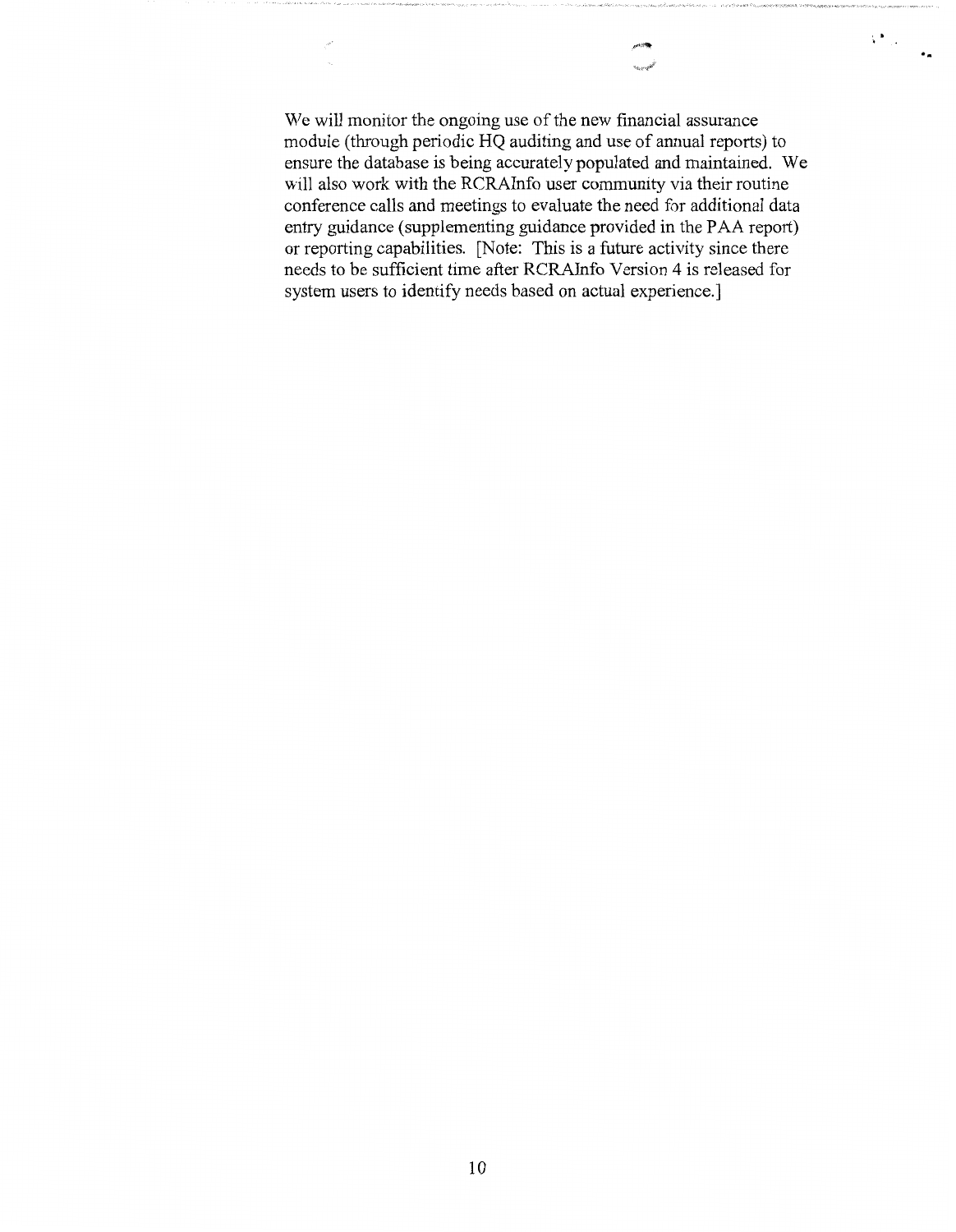We will monitor the ongoing use of the new financial assurance module (through periodic HQ auditing and use of annual reports) to ensure the database is being accurately populated and maintained. We will also work with the RCRAInfo user community via their routine conference calls and meetings to evaluate the need for additional data entry guidance (supplementing guidance provided in the PAA report) or reporting capabilities. [Note: This is a future activity since there needs to be sufficient time after RCRAInfo Version 4 is released for system users to identify needs based on actual experience.]